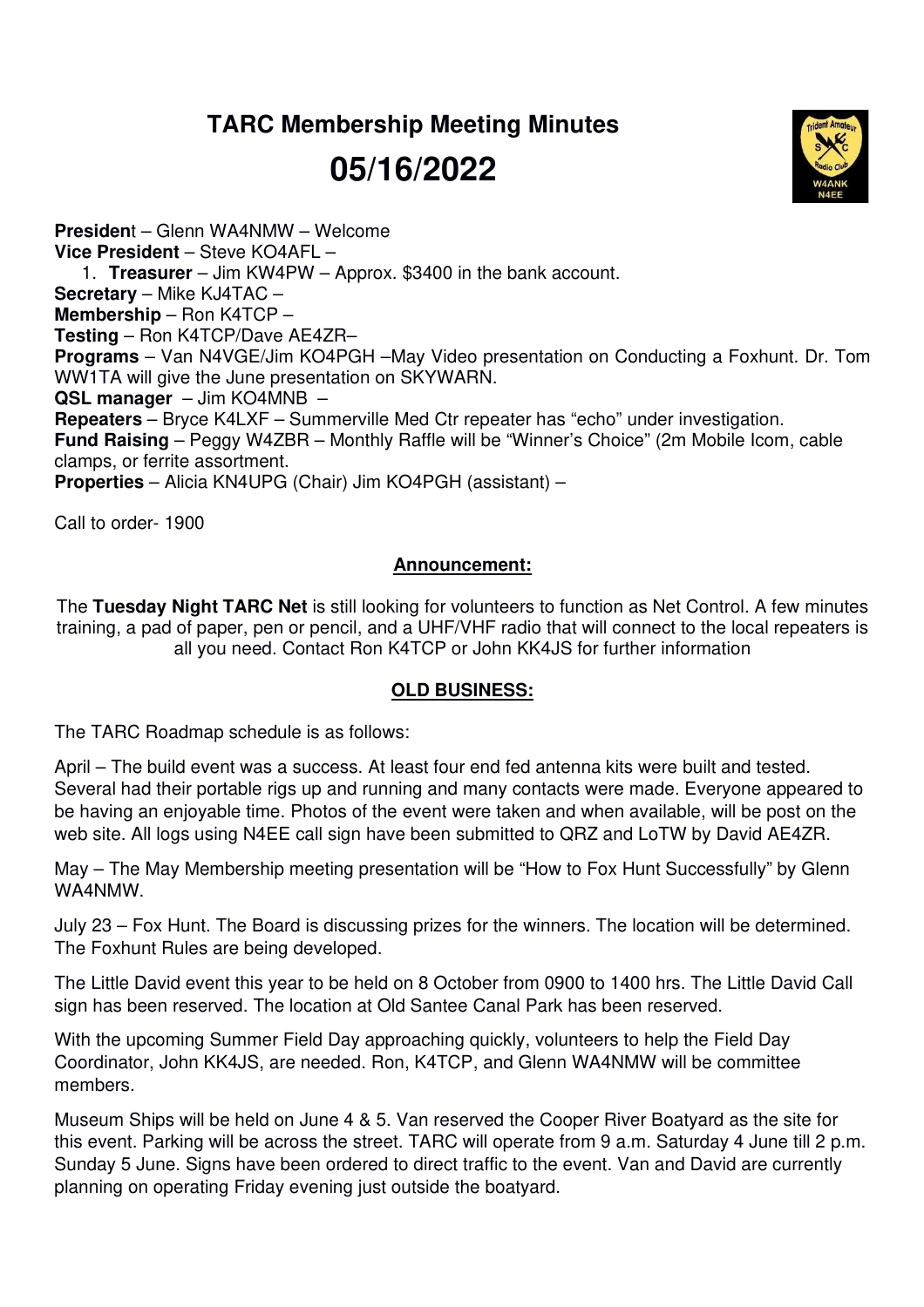# TARC Membership Meeting Minutes

# 05/16/2022

**President** – Glenn WA4NMW – Welcome
**Vice President** – Steve KO4AFL –

1. **Treasurer** – Jim KW4PW – Approx. $3400 in the bank account.

**Secretary** – Mike KJ4TAC –
**Membership** – Ron K4TCP –
**Testing** – Ron K4TCP/Dave AE4ZR–
**Programs** – Van N4VGE/Jim KO4PGH –May Video presentation on Conducting a Foxhunt. Dr. Tom WW1TA will give the June presentation on SKYWARN.
**QSL manager** – Jim KO4MNB –
**Repeaters** – Bryce K4LXF – Summerville Med Ctr repeater has "echo" under investigation.
**Fund Raising** – Peggy W4ZBR – Monthly Raffle will be "Winner's Choice" (2m Mobile Icom, cable clamps, or ferrite assortment.
**Properties** – Alicia KN4UPG (Chair) Jim KO4PGH (assistant) –

Call to order- 1900

## Announcement:

The **Tuesday Night TARC Net** is still looking for volunteers to function as Net Control. A few minutes training, a pad of paper, pen or pencil, and a UHF/VHF radio that will connect to the local repeaters is all you need. Contact Ron K4TCP or John KK4JS for further information

## OLD BUSINESS:

The TARC Roadmap schedule is as follows:

April – The build event was a success. At least four end fed antenna kits were built and tested. Several had their portable rigs up and running and many contacts were made. Everyone appeared to be having an enjoyable time. Photos of the event were taken and when available, will be post on the web site. All logs using N4EE call sign have been submitted to QRZ and LoTW by David AE4ZR.

May – The May Membership meeting presentation will be "How to Fox Hunt Successfully" by Glenn WA4NMW.

July 23 – Fox Hunt. The Board is discussing prizes for the winners. The location will be determined. The Foxhunt Rules are being developed.

The Little David event this year to be held on 8 October from 0900 to 1400 hrs. The Little David Call sign has been reserved. The location at Old Santee Canal Park has been reserved.

With the upcoming Summer Field Day approaching quickly, volunteers to help the Field Day Coordinator, John KK4JS, are needed. Ron, K4TCP, and Glenn WA4NMW will be committee members.

Museum Ships will be held on June 4 & 5. Van reserved the Cooper River Boatyard as the site for this event. Parking will be across the street. TARC will operate from 9 a.m. Saturday 4 June till 2 p.m. Sunday 5 June. Signs have been ordered to direct traffic to the event. Van and David are currently planning on operating Friday evening just outside the boatyard.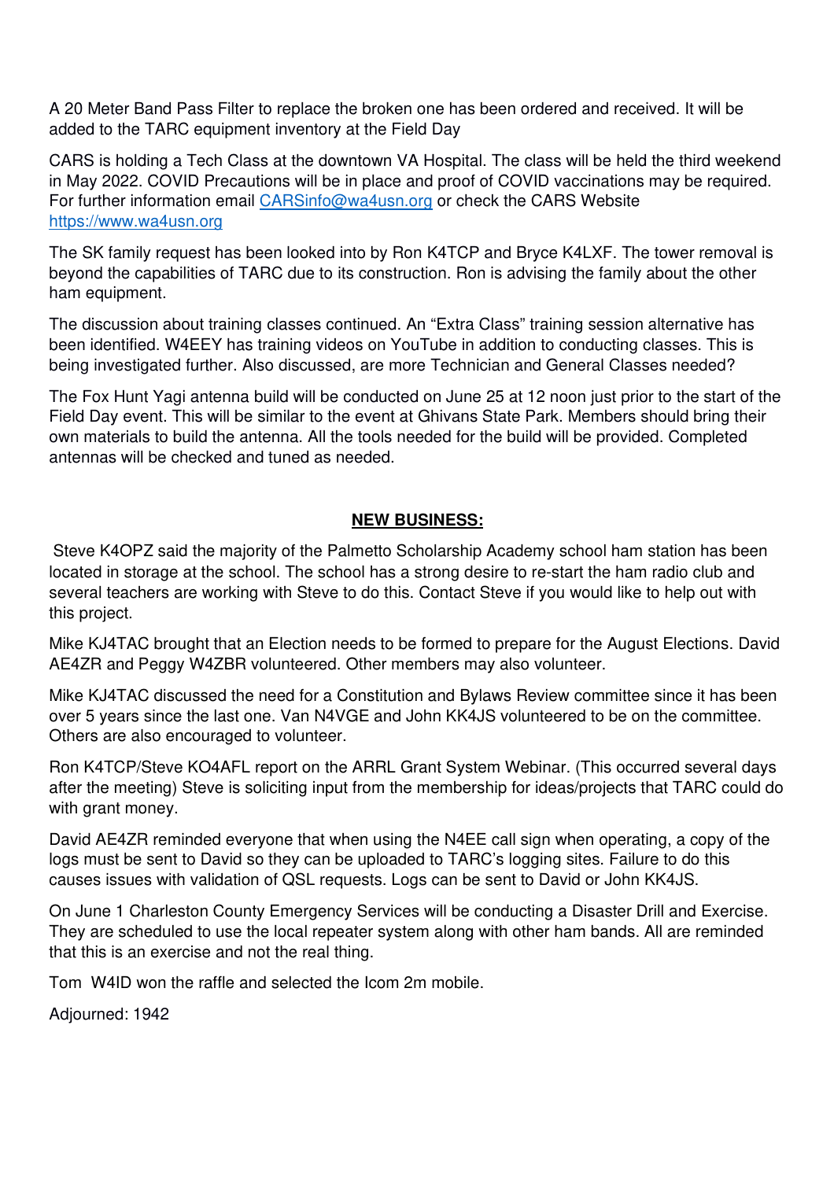A 20 Meter Band Pass Filter to replace the broken one has been ordered and received. It will be added to the TARC equipment inventory at the Field Day

CARS is holding a Tech Class at the downtown VA Hospital. The class will be held the third weekend in May 2022. COVID Precautions will be in place and proof of COVID vaccinations may be required. For further information email CARSinfo@wa4usn.org or check the CARS Website https://www.wa4usn.org

The SK family request has been looked into by Ron K4TCP and Bryce K4LXF. The tower removal is beyond the capabilities of TARC due to its construction. Ron is advising the family about the other ham equipment.

The discussion about training classes continued. An "Extra Class" training session alternative has been identified. W4EEY has training videos on YouTube in addition to conducting classes. This is being investigated further. Also discussed, are more Technician and General Classes needed?

The Fox Hunt Yagi antenna build will be conducted on June 25 at 12 noon just prior to the start of the Field Day event. This will be similar to the event at Ghivans State Park. Members should bring their own materials to build the antenna. All the tools needed for the build will be provided. Completed antennas will be checked and tuned as needed.

## NEW BUSINESS:

Steve K4OPZ said the majority of the Palmetto Scholarship Academy school ham station has been located in storage at the school. The school has a strong desire to re-start the ham radio club and several teachers are working with Steve to do this. Contact Steve if you would like to help out with this project.

Mike KJ4TAC brought that an Election needs to be formed to prepare for the August Elections. David AE4ZR and Peggy W4ZBR volunteered. Other members may also volunteer.

Mike KJ4TAC discussed the need for a Constitution and Bylaws Review committee since it has been over 5 years since the last one. Van N4VGE and John KK4JS volunteered to be on the committee. Others are also encouraged to volunteer.

Ron K4TCP/Steve KO4AFL report on the ARRL Grant System Webinar. (This occurred several days after the meeting) Steve is soliciting input from the membership for ideas/projects that TARC could do with grant money.

David AE4ZR reminded everyone that when using the N4EE call sign when operating, a copy of the logs must be sent to David so they can be uploaded to TARC's logging sites. Failure to do this causes issues with validation of QSL requests. Logs can be sent to David or John KK4JS.

On June 1 Charleston County Emergency Services will be conducting a Disaster Drill and Exercise. They are scheduled to use the local repeater system along with other ham bands. All are reminded that this is an exercise and not the real thing.

Tom W4ID won the raffle and selected the Icom 2m mobile.

Adjourned: 1942